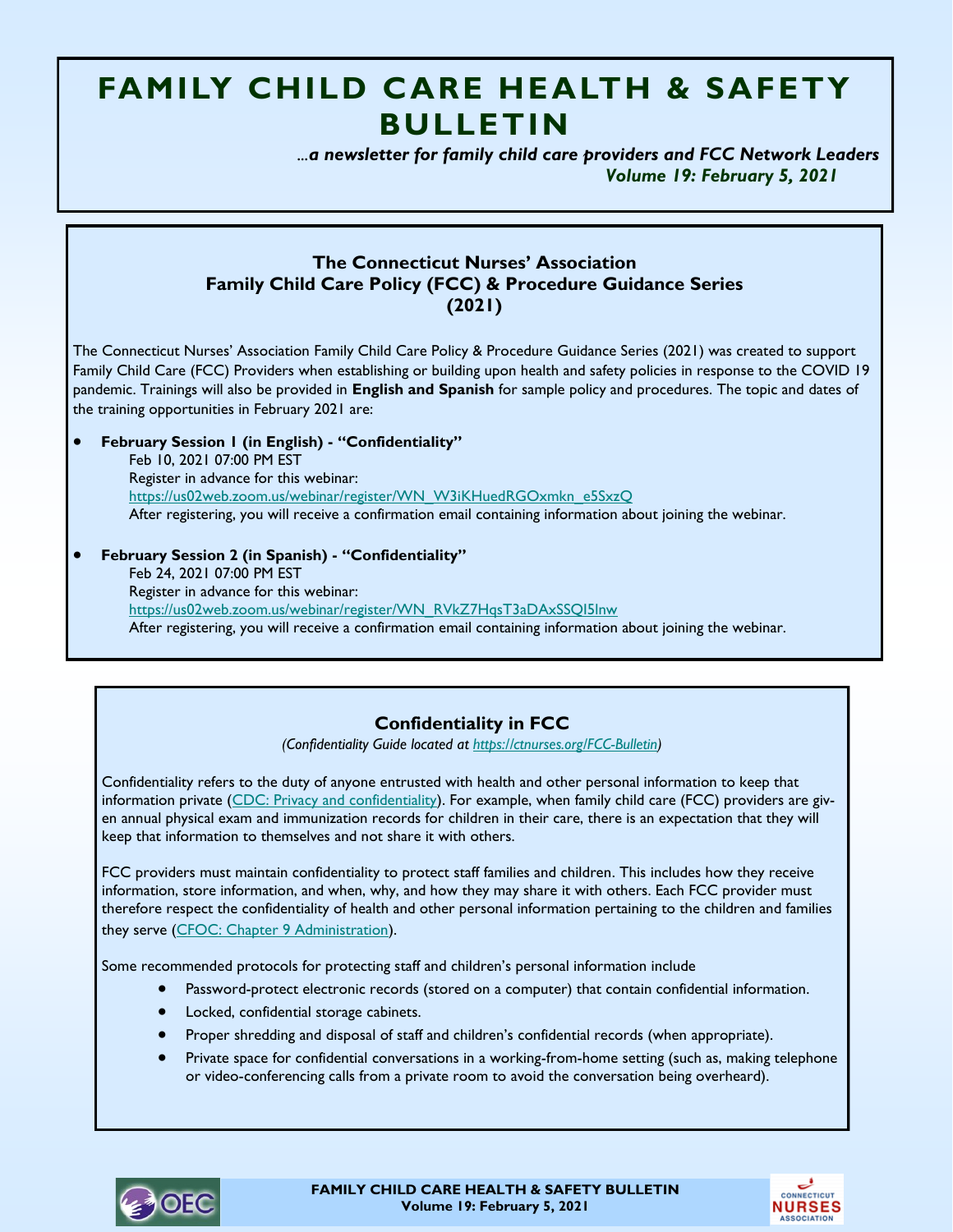# FAMILY CHILD CARE HEALTH & SAFETY BULLETIN

*...a newsletter for family child care providers and FCC Network Leaders*

*Volume 19: February 5, 2021*

### The Connecticut Nurses' Association Family Child Care Policy (FCC) & Procedure Guidance Series (2021)

The Connecticut Nurses' Association Family Child Care Policy & Procedure Guidance Series (2021) was created to support Family Child Care (FCC) Providers when establishing or building upon health and safety policies in response to the COVID 19 pandemic. Trainings will also be provided in **English and Spanish** for sample policy and procedures. The topic and dates of the training opportunities in February 2021 are:

- **February Session 1 (in English) - "Confidentiality"**
  Feb 10, 2021 07:00 PM EST
  Register in advance for this webinar:
  https://us02web.zoom.us/webinar/register/WN_W3iKHuedRGOxmkn_e5SxzQ
  After registering, you will receive a confirmation email containing information about joining the webinar.

- **February Session 2 (in Spanish) - "Confidentiality"**
  Feb 24, 2021 07:00 PM EST
  Register in advance for this webinar:
  https://us02web.zoom.us/webinar/register/WN_RVkZ7HqsT3aDAxSSQI5lnw
  After registering, you will receive a confirmation email containing information about joining the webinar.

### Confidentiality in FCC

*(Confidentiality Guide located at https://ctnurses.org/FCC-Bulletin)*

Confidentiality refers to the duty of anyone entrusted with health and other personal information to keep that information private (CDC: Privacy and confidentiality). For example, when family child care (FCC) providers are given annual physical exam and immunization records for children in their care, there is an expectation that they will keep that information to themselves and not share it with others.

FCC providers must maintain confidentiality to protect staff families and children. This includes how they receive information, store information, and when, why, and how they may share it with others. Each FCC provider must therefore respect the confidentiality of health and other personal information pertaining to the children and families they serve (CFOC: Chapter 9 Administration).

Some recommended protocols for protecting staff and children's personal information include

- Password-protect electronic records (stored on a computer) that contain confidential information.
- Locked, confidential storage cabinets.
- Proper shredding and disposal of staff and children's confidential records (when appropriate).
- Private space for confidential conversations in a working-from-home setting (such as, making telephone or video-conferencing calls from a private room to avoid the conversation being overheard).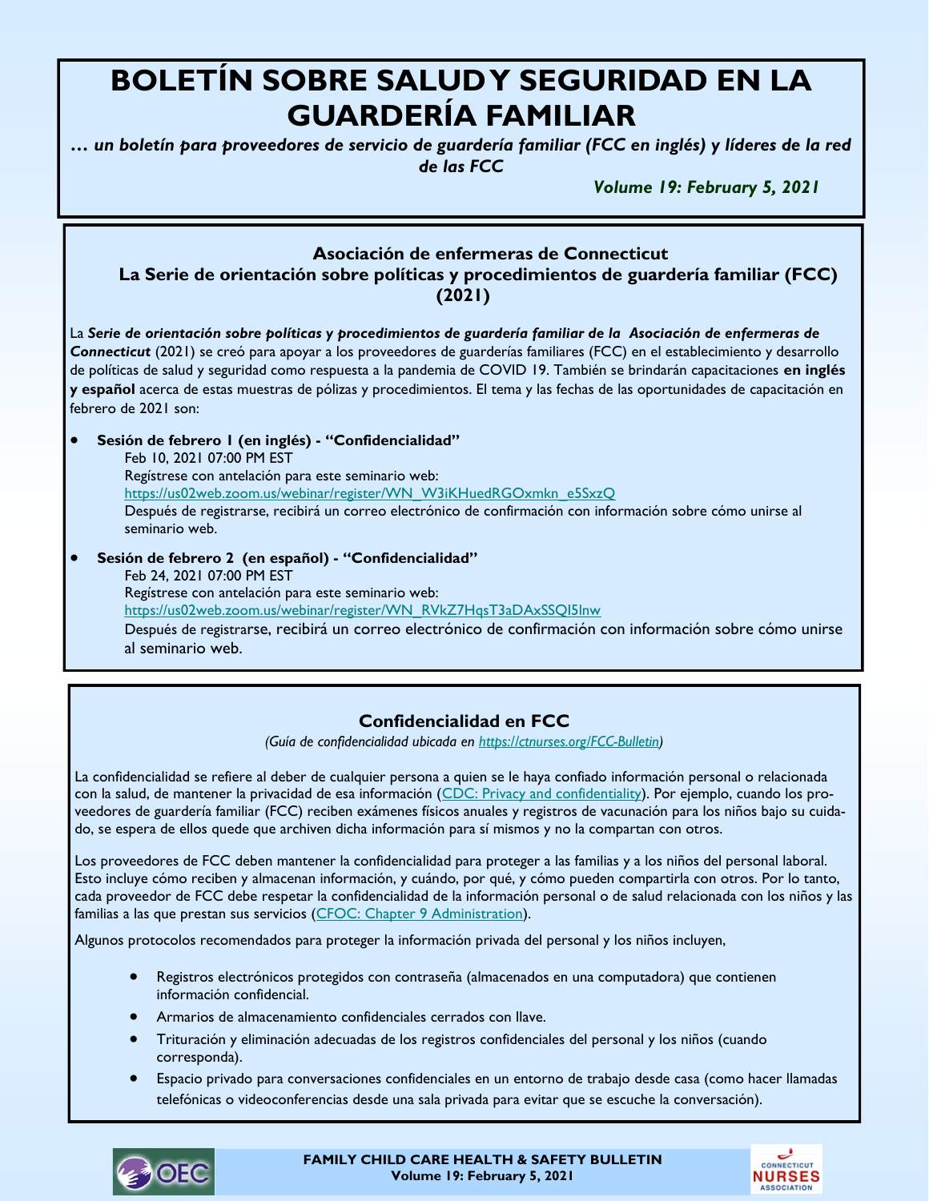# BOLETÍN SOBRE SALUD Y SEGURIDAD EN LA GUARDERÍA FAMILIAR

***… un boletín para proveedores de servicio de guardería familiar (FCC en inglés) y líderes de la red de las FCC***

***Volume 19: February 5, 2021***

### Asociación de enfermeras de Connecticut
### La Serie de orientación sobre políticas y procedimientos de guardería familiar (FCC) (2021)

La ***Serie de orientación sobre políticas y procedimientos de guardería familiar de la Asociación de enfermeras de Connecticut*** (2021) se creó para apoyar a los proveedores de guarderías familiares (FCC) en el establecimiento y desarrollo de políticas de salud y seguridad como respuesta a la pandemia de COVID 19. También se brindarán capacitaciones **en inglés y español** acerca de estas muestras de pólizas y procedimientos. El tema y las fechas de las oportunidades de capacitación en febrero de 2021 son:

- **Sesión de febrero 1 (en inglés) - "Confidencialidad"**
  Feb 10, 2021 07:00 PM EST
  Regístrese con antelación para este seminario web:
  https://us02web.zoom.us/webinar/register/WN_W3iKHuedRGOxmkn_e5SxzQ
  Después de registrarse, recibirá un correo electrónico de confirmación con información sobre cómo unirse al seminario web.
- **Sesión de febrero 2 (en español) - "Confidencialidad"**
  Feb 24, 2021 07:00 PM EST
  Regístrese con antelación para este seminario web:
  https://us02web.zoom.us/webinar/register/WN_RVkZ7HqsT3aDAxSSQl5lnw
  Después de registrarse, recibirá un correo electrónico de confirmación con información sobre cómo unirse al seminario web.

### Confidencialidad en FCC

*(Guía de confidencialidad ubicada en https://ctnurses.org/FCC-Bulletin)*

La confidencialidad se refiere al deber de cualquier persona a quien se le haya confiado información personal o relacionada con la salud, de mantener la privacidad de esa información (CDC: Privacy and confidentiality). Por ejemplo, cuando los proveedores de guardería familiar (FCC) reciben exámenes físicos anuales y registros de vacunación para los niños bajo su cuidado, se espera de ellos quede que archiven dicha información para sí mismos y no la compartan con otros.

Los proveedores de FCC deben mantener la confidencialidad para proteger a las familias y a los niños del personal laboral. Esto incluye cómo reciben y almacenan información, y cuándo, por qué, y cómo pueden compartirla con otros. Por lo tanto, cada proveedor de FCC debe respetar la confidencialidad de la información personal o de salud relacionada con los niños y las familias a las que prestan sus servicios (CFOC: Chapter 9 Administration).

Algunos protocolos recomendados para proteger la información privada del personal y los niños incluyen,

- Registros electrónicos protegidos con contraseña (almacenados en una computadora) que contienen información confidencial.
- Armarios de almacenamiento confidenciales cerrados con llave.
- Trituración y eliminación adecuadas de los registros confidenciales del personal y los niños (cuando corresponda).
- Espacio privado para conversaciones confidenciales en un entorno de trabajo desde casa (como hacer llamadas telefónicas o videoconferencias desde una sala privada para evitar que se escuche la conversación).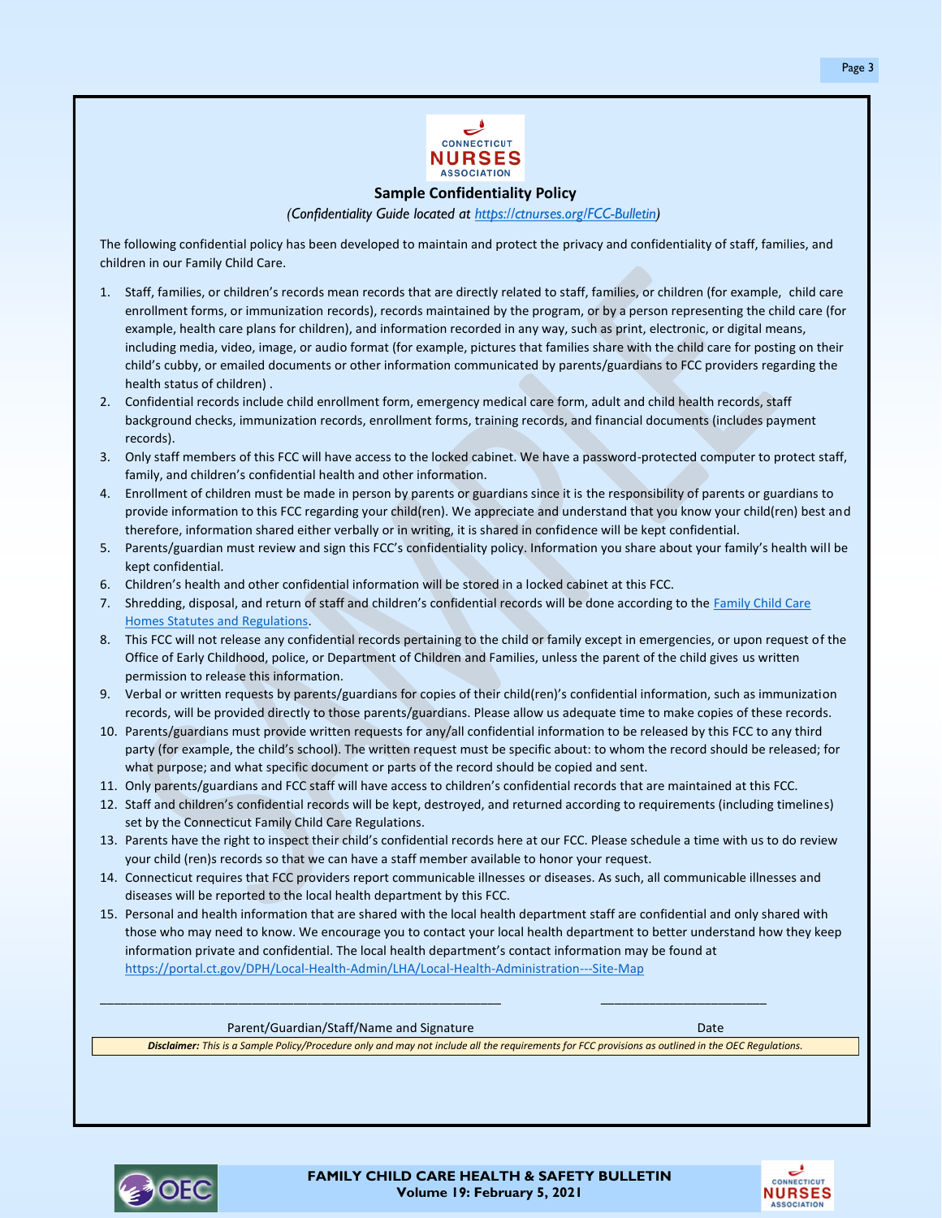## Sample Confidentiality Policy

*(Confidentiality Guide located at [https://ctnurses.org/FCC-Bulletin](https://ctnurses.org/FCC-Bulletin))*

The following confidential policy has been developed to maintain and protect the privacy and confidentiality of staff, families, and children in our Family Child Care.

1. Staff, families, or children's records mean records that are directly related to staff, families, or children (for example, child care enrollment forms, or immunization records), records maintained by the program, or by a person representing the child care (for example, health care plans for children), and information recorded in any way, such as print, electronic, or digital means, including media, video, image, or audio format (for example, pictures that families share with the child care for posting on their child's cubby, or emailed documents or other information communicated by parents/guardians to FCC providers regarding the health status of children) .
2. Confidential records include child enrollment form, emergency medical care form, adult and child health records, staff background checks, immunization records, enrollment forms, training records, and financial documents (includes payment records).
3. Only staff members of this FCC will have access to the locked cabinet. We have a password-protected computer to protect staff, family, and children's confidential health and other information.
4. Enrollment of children must be made in person by parents or guardians since it is the responsibility of parents or guardians to provide information to this FCC regarding your child(ren). We appreciate and understand that you know your child(ren) best and therefore, information shared either verbally or in writing, it is shared in confidence will be kept confidential.
5. Parents/guardian must review and sign this FCC's confidentiality policy. Information you share about your family's health will be kept confidential.
6. Children's health and other confidential information will be stored in a locked cabinet at this FCC.
7. Shredding, disposal, and return of staff and children's confidential records will be done according to the Family Child Care Homes Statutes and Regulations.
8. This FCC will not release any confidential records pertaining to the child or family except in emergencies, or upon request of the Office of Early Childhood, police, or Department of Children and Families, unless the parent of the child gives us written permission to release this information.
9. Verbal or written requests by parents/guardians for copies of their child(ren)'s confidential information, such as immunization records, will be provided directly to those parents/guardians. Please allow us adequate time to make copies of these records.
10. Parents/guardians must provide written requests for any/all confidential information to be released by this FCC to any third party (for example, the child's school). The written request must be specific about: to whom the record should be released; for what purpose; and what specific document or parts of the record should be copied and sent.
11. Only parents/guardians and FCC staff will have access to children's confidential records that are maintained at this FCC.
12. Staff and children's confidential records will be kept, destroyed, and returned according to requirements (including timelines) set by the Connecticut Family Child Care Regulations.
13. Parents have the right to inspect their child's confidential records here at our FCC. Please schedule a time with us to do review your child (ren)s records so that we can have a staff member available to honor your request.
14. Connecticut requires that FCC providers report communicable illnesses or diseases. As such, all communicable illnesses and diseases will be reported to the local health department by this FCC.
15. Personal and health information that are shared with the local health department staff are confidential and only shared with those who may need to know. We encourage you to contact your local health department to better understand how they keep information private and confidential. The local health department's contact information may be found at [https://portal.ct.gov/DPH/Local-Health-Admin/LHA/Local-Health-Administration---Site-Map](https://portal.ct.gov/DPH/Local-Health-Admin/LHA/Local-Health-Administration---Site-Map)

\_\_\_\_\_\_\_\_\_\_\_\_\_\_\_\_\_\_\_\_\_\_\_\_\_\_\_\_\_\_\_\_\_\_\_\_\_\_\_\_\_\_\_\_\_\_\_\_\_\_\_\_ \_\_\_\_\_\_\_\_\_\_\_\_\_\_\_\_\_\_\_\_\_\_\_\_

Parent/Guardian/Staff/Name and Signature                                        Date

***Disclaimer:*** *This is a Sample Policy/Procedure only and may not include all the requirements for FCC provisions as outlined in the OEC Regulations.*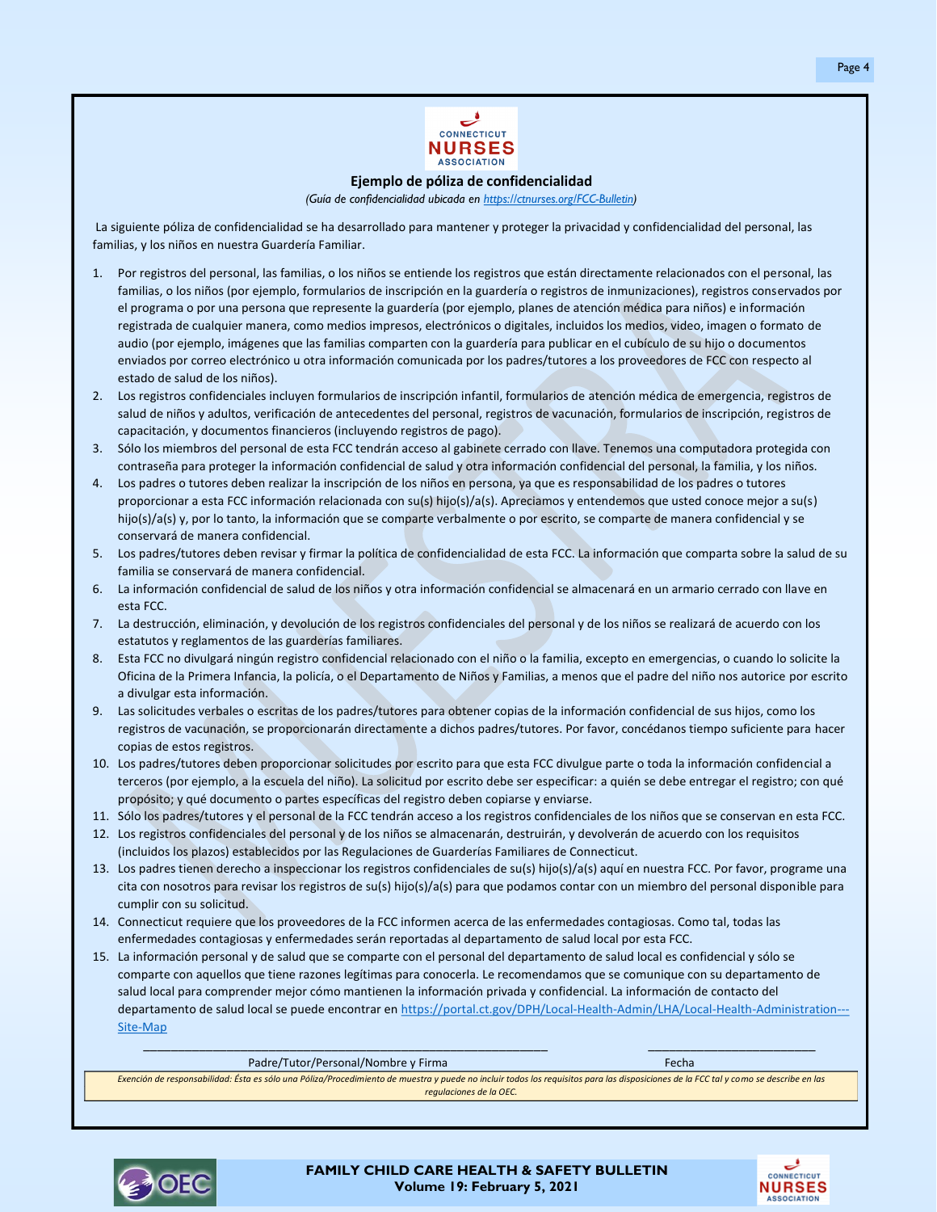## Ejemplo de póliza de confidencialidad

*(Guía de confidencialidad ubicada en https://ctnurses.org/FCC-Bulletin)*

La siguiente póliza de confidencialidad se ha desarrollado para mantener y proteger la privacidad y confidencialidad del personal, las familias, y los niños en nuestra Guardería Familiar.

1. Por registros del personal, las familias, o los niños se entiende los registros que están directamente relacionados con el personal, las familias, o los niños (por ejemplo, formularios de inscripción en la guardería o registros de inmunizaciones), registros conservados por el programa o por una persona que represente la guardería (por ejemplo, planes de atención médica para niños) e información registrada de cualquier manera, como medios impresos, electrónicos o digitales, incluidos los medios, video, imagen o formato de audio (por ejemplo, imágenes que las familias comparten con la guardería para publicar en el cubículo de su hijo o documentos enviados por correo electrónico u otra información comunicada por los padres/tutores a los proveedores de FCC con respecto al estado de salud de los niños).
2. Los registros confidenciales incluyen formularios de inscripción infantil, formularios de atención médica de emergencia, registros de salud de niños y adultos, verificación de antecedentes del personal, registros de vacunación, formularios de inscripción, registros de capacitación, y documentos financieros (incluyendo registros de pago).
3. Sólo los miembros del personal de esta FCC tendrán acceso al gabinete cerrado con llave. Tenemos una computadora protegida con contraseña para proteger la información confidencial de salud y otra información confidencial del personal, la familia, y los niños.
4. Los padres o tutores deben realizar la inscripción de los niños en persona, ya que es responsabilidad de los padres o tutores proporcionar a esta FCC información relacionada con su(s) hijo(s)/a(s). Apreciamos y entendemos que usted conoce mejor a su(s) hijo(s)/a(s) y, por lo tanto, la información que se comparte verbalmente o por escrito, se comparte de manera confidencial y se conservará de manera confidencial.
5. Los padres/tutores deben revisar y firmar la política de confidencialidad de esta FCC. La información que comparta sobre la salud de su familia se conservará de manera confidencial.
6. La información confidencial de salud de los niños y otra información confidencial se almacenará en un armario cerrado con llave en esta FCC.
7. La destrucción, eliminación, y devolución de los registros confidenciales del personal y de los niños se realizará de acuerdo con los estatutos y reglamentos de las guarderías familiares.
8. Esta FCC no divulgará ningún registro confidencial relacionado con el niño o la familia, excepto en emergencias, o cuando lo solicite la Oficina de la Primera Infancia, la policía, o el Departamento de Niños y Familias, a menos que el padre del niño nos autorice por escrito a divulgar esta información.
9. Las solicitudes verbales o escritas de los padres/tutores para obtener copias de la información confidencial de sus hijos, como los registros de vacunación, se proporcionarán directamente a dichos padres/tutores. Por favor, concédanos tiempo suficiente para hacer copias de estos registros.
10. Los padres/tutores deben proporcionar solicitudes por escrito para que esta FCC divulgue parte o toda la información confidencial a terceros (por ejemplo, a la escuela del niño). La solicitud por escrito debe ser especificar: a quién se debe entregar el registro; con qué propósito; y qué documento o partes específicas del registro deben copiarse y enviarse.
11. Sólo los padres/tutores y el personal de la FCC tendrán acceso a los registros confidenciales de los niños que se conservan en esta FCC.
12. Los registros confidenciales del personal y de los niños se almacenarán, destruirán, y devolverán de acuerdo con los requisitos (incluidos los plazos) establecidos por las Regulaciones de Guarderías Familiares de Connecticut.
13. Los padres tienen derecho a inspeccionar los registros confidenciales de su(s) hijo(s)/a(s) aquí en nuestra FCC. Por favor, programe una cita con nosotros para revisar los registros de su(s) hijo(s)/a(s) para que podamos contar con un miembro del personal disponible para cumplir con su solicitud.
14. Connecticut requiere que los proveedores de la FCC informen acerca de las enfermedades contagiosas. Como tal, todas las enfermedades contagiosas y enfermedades serán reportadas al departamento de salud local por esta FCC.
15. La información personal y de salud que se comparte con el personal del departamento de salud local es confidencial y sólo se comparte con aquellos que tiene razones legítimas para conocerla. Le recomendamos que se comunique con su departamento de salud local para comprender mejor cómo mantienen la información privada y confidencial. La información de contacto del departamento de salud local se puede encontrar en https://portal.ct.gov/DPH/Local-Health-Admin/LHA/Local-Health-Administration---Site-Map

\_\_\_\_\_\_\_\_\_\_\_\_\_\_\_\_\_\_\_\_\_\_\_\_\_\_\_\_\_\_\_\_\_\_\_\_\_\_\_\_ \_\_\_\_\_\_\_\_\_\_\_\_\_\_\_\_\_\_\_\_

Padre/Tutor/Personal/Nombre y Firma — Fecha

*Exención de responsabilidad: Ésta es sólo una Póliza/Procedimiento de muestra y puede no incluir todos los requisitos para las disposiciones de la FCC tal y como se describe en las regulaciones de la OEC.*

**FAMILY CHILD CARE HEALTH & SAFETY BULLETIN**
**Volume 19: February 5, 2021**